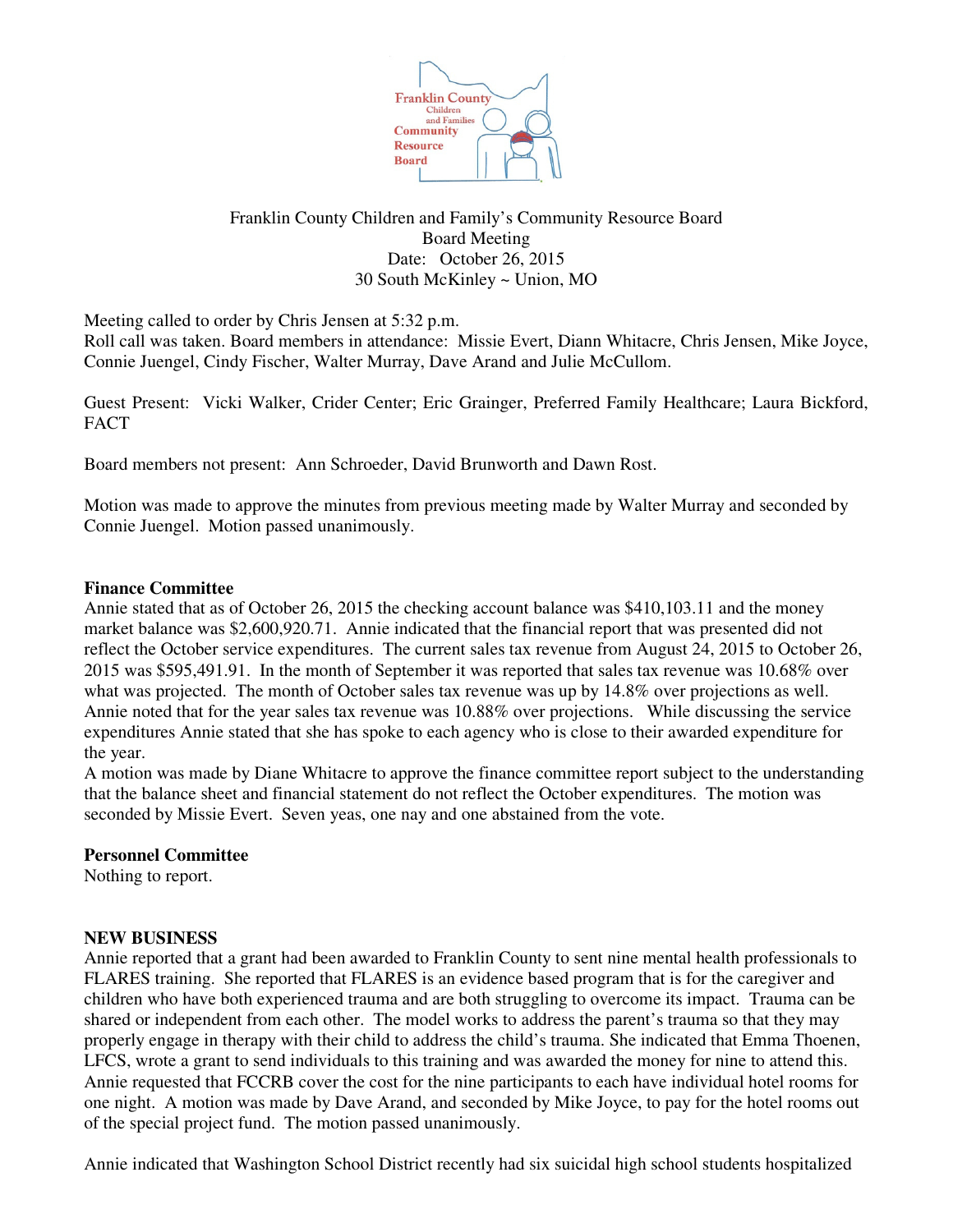Franklin County Children and Family's Community Resource Board
Board Meeting
Date: October 26, 2015
30 South McKinley ~ Union, MO

Meeting called to order by Chris Jensen at 5:32 p.m.
Roll call was taken. Board members in attendance: Missie Evert, Diann Whitacre, Chris Jensen, Mike Joyce, Connie Juengel, Cindy Fischer, Walter Murray, Dave Arand and Julie McCullom.

Guest Present: Vicki Walker, Crider Center; Eric Grainger, Preferred Family Healthcare; Laura Bickford, FACT

Board members not present: Ann Schroeder, David Brunworth and Dawn Rost.

Motion was made to approve the minutes from previous meeting made by Walter Murray and seconded by Connie Juengel. Motion passed unanimously.

**Finance Committee**

Annie stated that as of October 26, 2015 the checking account balance was $410,103.11 and the money market balance was $2,600,920.71. Annie indicated that the financial report that was presented did not reflect the October service expenditures. The current sales tax revenue from August 24, 2015 to October 26, 2015 was $595,491.91. In the month of September it was reported that sales tax revenue was 10.68% over what was projected. The month of October sales tax revenue was up by 14.8% over projections as well. Annie noted that for the year sales tax revenue was 10.88% over projections. While discussing the service expenditures Annie stated that she has spoke to each agency who is close to their awarded expenditure for the year.

A motion was made by Diane Whitacre to approve the finance committee report subject to the understanding that the balance sheet and financial statement do not reflect the October expenditures. The motion was seconded by Missie Evert. Seven yeas, one nay and one abstained from the vote.

**Personnel Committee**

Nothing to report.

**NEW BUSINESS**

Annie reported that a grant had been awarded to Franklin County to sent nine mental health professionals to FLARES training. She reported that FLARES is an evidence based program that is for the caregiver and children who have both experienced trauma and are both struggling to overcome its impact. Trauma can be shared or independent from each other. The model works to address the parent's trauma so that they may properly engage in therapy with their child to address the child's trauma. She indicated that Emma Thoenen, LFCS, wrote a grant to send individuals to this training and was awarded the money for nine to attend this. Annie requested that FCCRB cover the cost for the nine participants to each have individual hotel rooms for one night. A motion was made by Dave Arand, and seconded by Mike Joyce, to pay for the hotel rooms out of the special project fund. The motion passed unanimously.

Annie indicated that Washington School District recently had six suicidal high school students hospitalized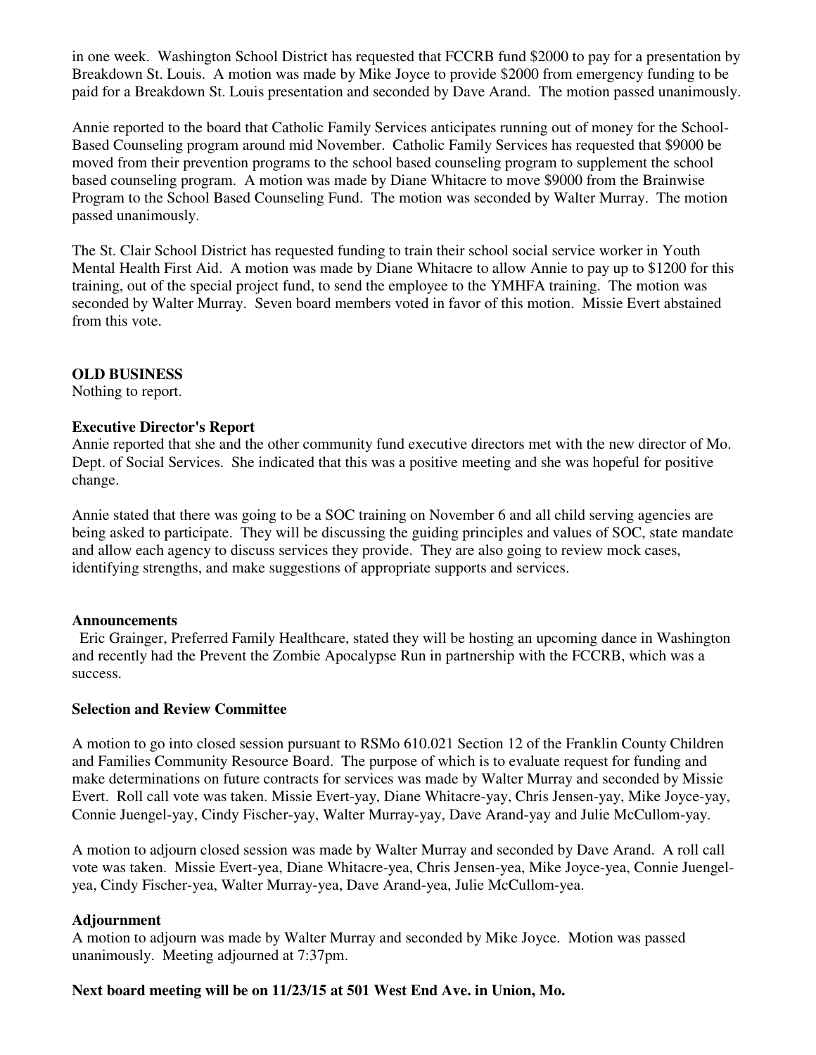in one week. Washington School District has requested that FCCRB fund $2000 to pay for a presentation by Breakdown St. Louis. A motion was made by Mike Joyce to provide $2000 from emergency funding to be paid for a Breakdown St. Louis presentation and seconded by Dave Arand. The motion passed unanimously.

Annie reported to the board that Catholic Family Services anticipates running out of money for the School-Based Counseling program around mid November. Catholic Family Services has requested that $9000 be moved from their prevention programs to the school based counseling program to supplement the school based counseling program. A motion was made by Diane Whitacre to move $9000 from the Brainwise Program to the School Based Counseling Fund. The motion was seconded by Walter Murray. The motion passed unanimously.

The St. Clair School District has requested funding to train their school social service worker in Youth Mental Health First Aid. A motion was made by Diane Whitacre to allow Annie to pay up to $1200 for this training, out of the special project fund, to send the employee to the YMHFA training. The motion was seconded by Walter Murray. Seven board members voted in favor of this motion. Missie Evert abstained from this vote.

**OLD BUSINESS**
Nothing to report.

**Executive Director's Report**
Annie reported that she and the other community fund executive directors met with the new director of Mo. Dept. of Social Services. She indicated that this was a positive meeting and she was hopeful for positive change.

Annie stated that there was going to be a SOC training on November 6 and all child serving agencies are being asked to participate. They will be discussing the guiding principles and values of SOC, state mandate and allow each agency to discuss services they provide. They are also going to review mock cases, identifying strengths, and make suggestions of appropriate supports and services.

**Announcements**
Eric Grainger, Preferred Family Healthcare, stated they will be hosting an upcoming dance in Washington and recently had the Prevent the Zombie Apocalypse Run in partnership with the FCCRB, which was a success.

**Selection and Review Committee**

A motion to go into closed session pursuant to RSMo 610.021 Section 12 of the Franklin County Children and Families Community Resource Board. The purpose of which is to evaluate request for funding and make determinations on future contracts for services was made by Walter Murray and seconded by Missie Evert. Roll call vote was taken. Missie Evert-yay, Diane Whitacre-yay, Chris Jensen-yay, Mike Joyce-yay, Connie Juengel-yay, Cindy Fischer-yay, Walter Murray-yay, Dave Arand-yay and Julie McCullom-yay.

A motion to adjourn closed session was made by Walter Murray and seconded by Dave Arand. A roll call vote was taken. Missie Evert-yea, Diane Whitacre-yea, Chris Jensen-yea, Mike Joyce-yea, Connie Juengel-yea, Cindy Fischer-yea, Walter Murray-yea, Dave Arand-yea, Julie McCullom-yea.

**Adjournment**
A motion to adjourn was made by Walter Murray and seconded by Mike Joyce. Motion was passed unanimously. Meeting adjourned at 7:37pm.

**Next board meeting will be on 11/23/15 at 501 West End Ave. in Union, Mo.**